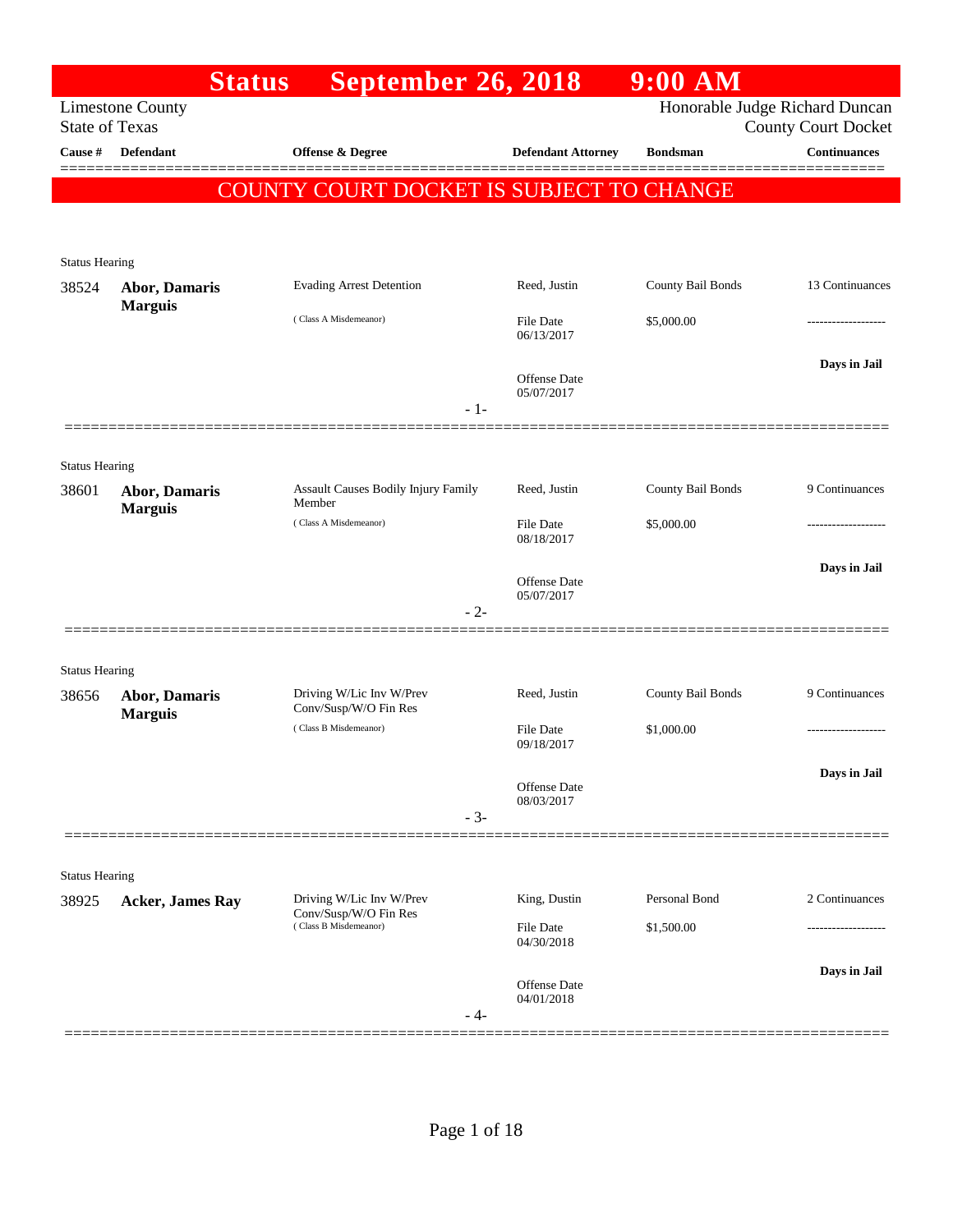# Status September 26, 2018 9:00 AM

Limestone County
State of Texas

Honorable Judge Richard Duncan
County Court Docket

**COUNTY COURT DOCKET IS SUBJECT TO CHANGE**

| Cause # | Defendant | Offense & Degree | Defendant Attorney | Bondsman | Continuances |
|---|---|---|---|---|---|
| **Status Hearing** | | | | | |
| 38524 | **Abor, Damaris Marguis** | Evading Arrest Detention (Class A Misdemeanor) | Reed, Justin<br>File Date 06/13/2017<br>Offense Date 05/07/2017 | County Bail Bonds<br>$5,000.00 | 13 Continuances<br>-------------------<br>**Days in Jail** |
| **Status Hearing** | | | | | |
| 38601 | **Abor, Damaris Marguis** | Assault Causes Bodily Injury Family Member (Class A Misdemeanor) | Reed, Justin<br>File Date 08/18/2017<br>Offense Date 05/07/2017 | County Bail Bonds<br>$5,000.00 | 9 Continuances<br>-------------------<br>**Days in Jail** |
| **Status Hearing** | | | | | |
| 38656 | **Abor, Damaris Marguis** | Driving W/Lic Inv W/Prev Conv/Susp/W/O Fin Res (Class B Misdemeanor) | Reed, Justin<br>File Date 09/18/2017<br>Offense Date 08/03/2017 | County Bail Bonds<br>$1,000.00 | 9 Continuances<br>-------------------<br>**Days in Jail** |
| **Status Hearing** | | | | | |
| 38925 | **Acker, James Ray** | Driving W/Lic Inv W/Prev Conv/Susp/W/O Fin Res (Class B Misdemeanor) | King, Dustin<br>File Date 04/30/2018<br>Offense Date 04/01/2018 | Personal Bond<br>$1,500.00 | 2 Continuances<br>-------------------<br>**Days in Jail** |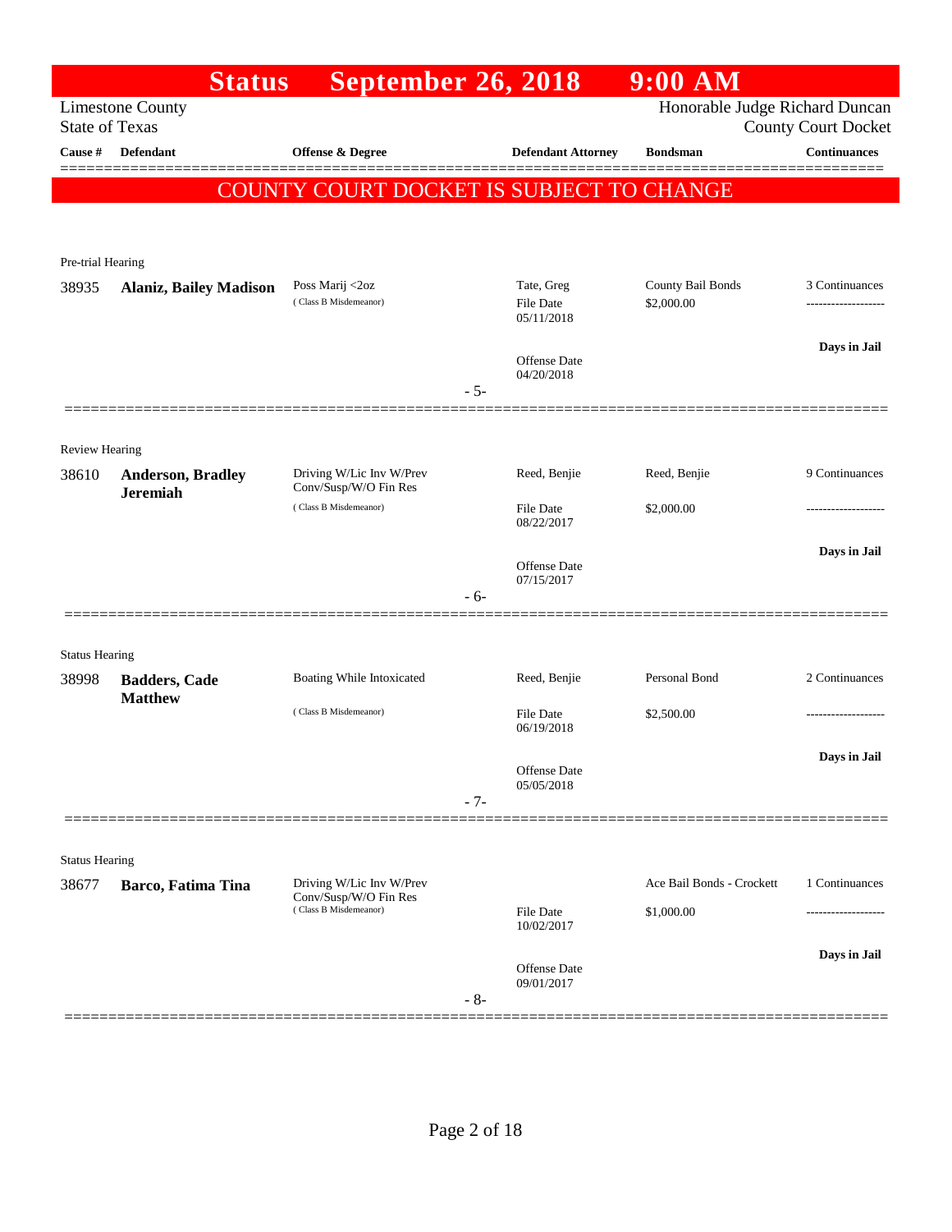# Status September 26, 2018 9:00 AM

Limestone County
State of Texas

Honorable Judge Richard Duncan
County Court Docket

| Cause # | Defendant | Offense & Degree | Defendant Attorney | Bondsman | Continuances |
|---|---|---|---|---|---|

**COUNTY COURT DOCKET IS SUBJECT TO CHANGE**

---

Pre-trial Hearing

| Cause # | Defendant | Offense & Degree | Defendant Attorney | Bondsman | Continuances |
|---|---|---|---|---|---|
| 38935 | **Alaniz, Bailey Madison** | Poss Marij <2oz (Class B Misdemeanor) | Tate, Greg<br>File Date 05/11/2018<br>Offense Date 04/20/2018 | County Bail Bonds<br>$2,000.00 | 3 Continuances<br>-------------------<br>**Days in Jail** |

- 5-

---

Review Hearing

| Cause # | Defendant | Offense & Degree | Defendant Attorney | Bondsman | Continuances |
|---|---|---|---|---|---|
| 38610 | **Anderson, Bradley Jeremiah** | Driving W/Lic Inv W/Prev Conv/Susp/W/O Fin Res (Class B Misdemeanor) | Reed, Benjie<br>File Date 08/22/2017<br>Offense Date 07/15/2017 | Reed, Benjie<br>$2,000.00 | 9 Continuances<br>-------------------<br>**Days in Jail** |

- 6-

---

Status Hearing

| Cause # | Defendant | Offense & Degree | Defendant Attorney | Bondsman | Continuances |
|---|---|---|---|---|---|
| 38998 | **Badders, Cade Matthew** | Boating While Intoxicated (Class B Misdemeanor) | Reed, Benjie<br>File Date 06/19/2018<br>Offense Date 05/05/2018 | Personal Bond<br>$2,500.00 | 2 Continuances<br>-------------------<br>**Days in Jail** |

- 7-

---

Status Hearing

| Cause # | Defendant | Offense & Degree | Defendant Attorney | Bondsman | Continuances |
|---|---|---|---|---|---|
| 38677 | **Barco, Fatima Tina** | Driving W/Lic Inv W/Prev Conv/Susp/W/O Fin Res (Class B Misdemeanor) | File Date 10/02/2017<br>Offense Date 09/01/2017 | Ace Bail Bonds - Crockett<br>$1,000.00 | 1 Continuances<br>-------------------<br>**Days in Jail** |

- 8-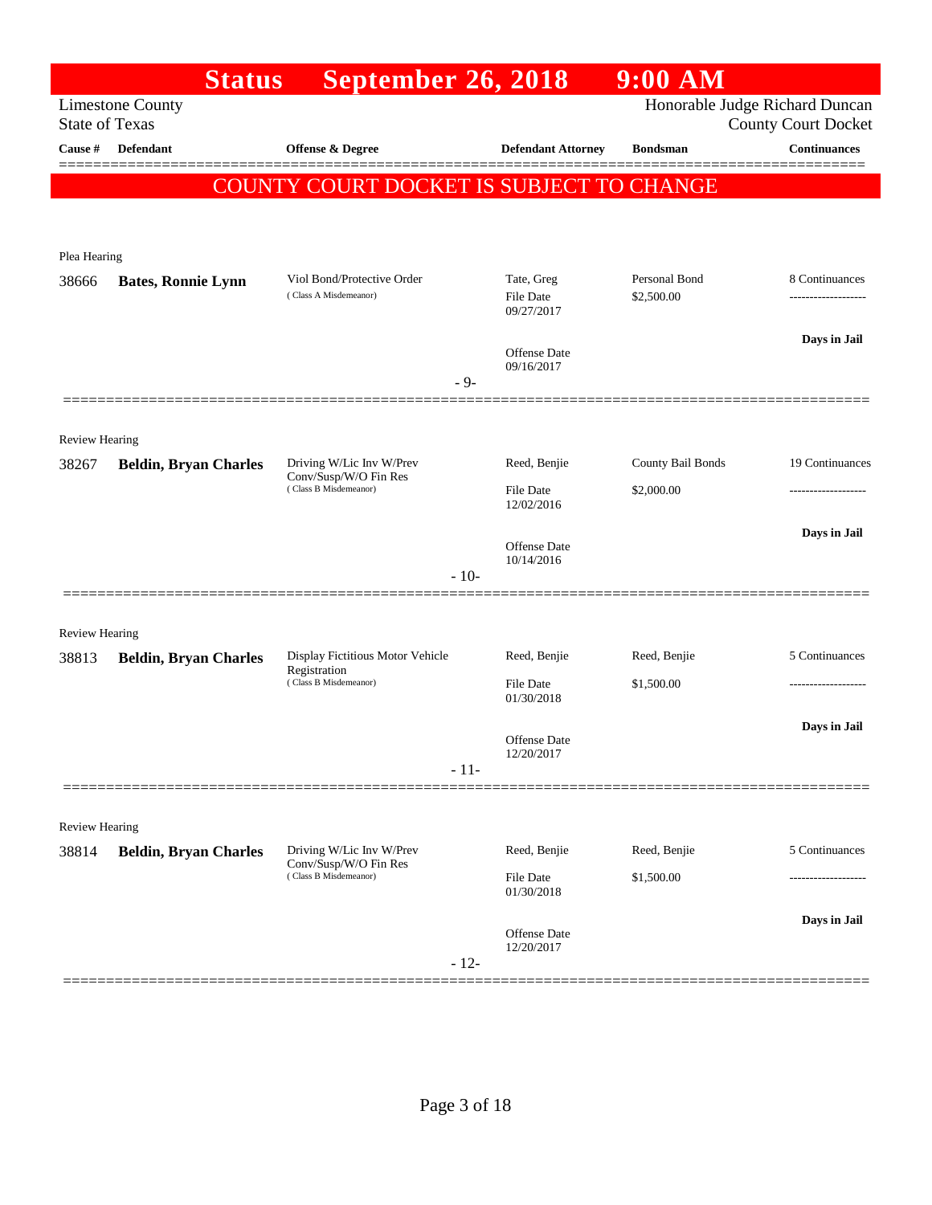# Status September 26, 2018 9:00 AM

Limestone County
State of Texas

Honorable Judge Richard Duncan
County Court Docket

COUNTY COURT DOCKET IS SUBJECT TO CHANGE

| Cause # | Defendant | Offense & Degree | Defendant Attorney | Bondsman | Continuances |
|---|---|---|---|---|---|
| **Plea Hearing** | | | | | |
| 38666 | **Bates, Ronnie Lynn** | Viol Bond/Protective Order (Class A Misdemeanor) | Tate, Greg<br>File Date 09/27/2017<br>Offense Date 09/16/2017 | Personal Bond<br>$2,500.00 | 8 Continuances<br>-------------------<br>**Days in Jail** |
| | | - 9- | | | |
| **Review Hearing** | | | | | |
| 38267 | **Beldin, Bryan Charles** | Driving W/Lic Inv W/Prev Conv/Susp/W/O Fin Res (Class B Misdemeanor) | Reed, Benjie<br>File Date 12/02/2016<br>Offense Date 10/14/2016 | County Bail Bonds<br>$2,000.00 | 19 Continuances<br>-------------------<br>**Days in Jail** |
| | | - 10- | | | |
| **Review Hearing** | | | | | |
| 38813 | **Beldin, Bryan Charles** | Display Fictitious Motor Vehicle Registration (Class B Misdemeanor) | Reed, Benjie<br>File Date 01/30/2018<br>Offense Date 12/20/2017 | Reed, Benjie<br>$1,500.00 | 5 Continuances<br>-------------------<br>**Days in Jail** |
| | | - 11- | | | |
| **Review Hearing** | | | | | |
| 38814 | **Beldin, Bryan Charles** | Driving W/Lic Inv W/Prev Conv/Susp/W/O Fin Res (Class B Misdemeanor) | Reed, Benjie<br>File Date 01/30/2018<br>Offense Date 12/20/2017 | Reed, Benjie<br>$1,500.00 | 5 Continuances<br>-------------------<br>**Days in Jail** |
| | | - 12- | | | |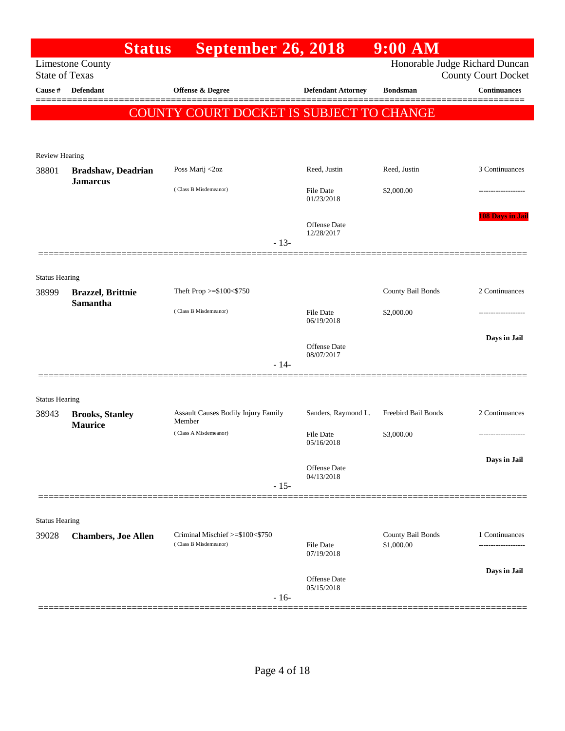# Status September 26, 2018 9:00 AM

Limestone County
State of Texas

Honorable Judge Richard Duncan
County Court Docket

| Cause # | Defendant | Offense & Degree | Defendant Attorney | Bondsman | Continuances |
|---|---|---|---|---|---|

**COUNTY COURT DOCKET IS SUBJECT TO CHANGE**

Review Hearing

| Cause # | Defendant | Offense & Degree | Defendant Attorney | Bondsman | Continuances |
|---|---|---|---|---|---|
| 38801 | **Bradshaw, Deadrian Jamarcus** | Poss Marij <2oz (Class B Misdemeanor) | Reed, Justin | Reed, Justin | 3 Continuances |
| | | | File Date 01/23/2018 | $2,000.00 | ------------------- |
| | | | Offense Date 12/28/2017 | | **108 Days in Jail** |

- 13-

Status Hearing

| Cause # | Defendant | Offense & Degree | Defendant Attorney | Bondsman | Continuances |
|---|---|---|---|---|---|
| 38999 | **Brazzel, Brittnie Samantha** | Theft Prop >=$100<$750 (Class B Misdemeanor) | | County Bail Bonds | 2 Continuances |
| | | | File Date 06/19/2018 | $2,000.00 | ------------------- |
| | | | Offense Date 08/07/2017 | | **Days in Jail** |

- 14-

Status Hearing

| Cause # | Defendant | Offense & Degree | Defendant Attorney | Bondsman | Continuances |
|---|---|---|---|---|---|
| 38943 | **Brooks, Stanley Maurice** | Assault Causes Bodily Injury Family Member (Class A Misdemeanor) | Sanders, Raymond L. | Freebird Bail Bonds | 2 Continuances |
| | | | File Date 05/16/2018 | $3,000.00 | ------------------- |
| | | | Offense Date 04/13/2018 | | **Days in Jail** |

- 15-

Status Hearing

| Cause # | Defendant | Offense & Degree | Defendant Attorney | Bondsman | Continuances |
|---|---|---|---|---|---|
| 39028 | **Chambers, Joe Allen** | Criminal Mischief >=$100<$750 (Class B Misdemeanor) | | County Bail Bonds | 1 Continuances |
| | | | File Date 07/19/2018 | $1,000.00 | ------------------- |
| | | | Offense Date 05/15/2018 | | **Days in Jail** |

- 16-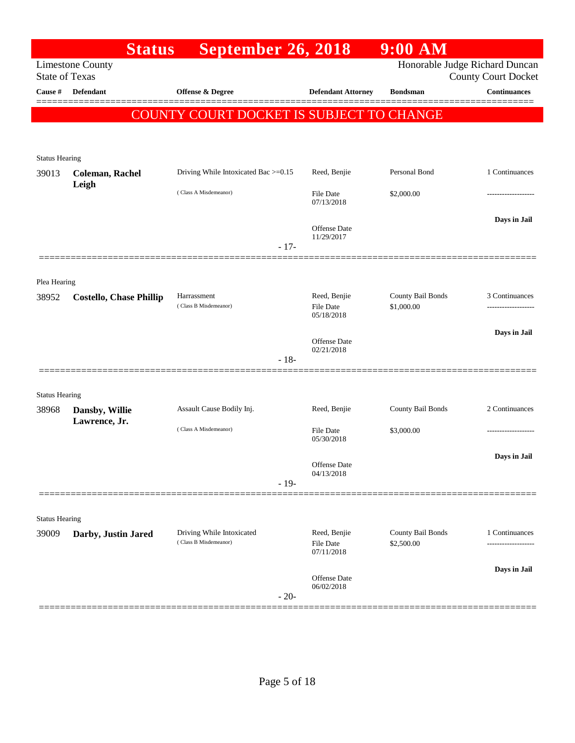# Status September 26, 2018 9:00 AM

Limestone County
State of Texas

Honorable Judge Richard Duncan
County Court Docket

| Cause # | Defendant | Offense & Degree | Defendant Attorney | Bondsman | Continuances |
|---|---|---|---|---|---|

**COUNTY COURT DOCKET IS SUBJECT TO CHANGE**

Status Hearing

| Cause # | Defendant | Offense & Degree | Defendant Attorney | Bondsman | Continuances |
|---|---|---|---|---|---|
| 39013 | **Coleman, Rachel Leigh** | Driving While Intoxicated Bac >=0.15 (Class A Misdemeanor) | Reed, Benjie<br>File Date 07/13/2018<br>Offense Date 11/29/2017 | Personal Bond<br>$2,000.00 | 1 Continuances<br>-------------------<br>**Days in Jail** |

- 17-

Plea Hearing

| Cause # | Defendant | Offense & Degree | Defendant Attorney | Bondsman | Continuances |
|---|---|---|---|---|---|
| 38952 | **Costello, Chase Phillip** | Harrassment (Class B Misdemeanor) | Reed, Benjie<br>File Date 05/18/2018<br>Offense Date 02/21/2018 | County Bail Bonds<br>$1,000.00 | 3 Continuances<br>-------------------<br>**Days in Jail** |

- 18-

Status Hearing

| Cause # | Defendant | Offense & Degree | Defendant Attorney | Bondsman | Continuances |
|---|---|---|---|---|---|
| 38968 | **Dansby, Willie Lawrence, Jr.** | Assault Cause Bodily Inj. (Class A Misdemeanor) | Reed, Benjie<br>File Date 05/30/2018<br>Offense Date 04/13/2018 | County Bail Bonds<br>$3,000.00 | 2 Continuances<br>-------------------<br>**Days in Jail** |

- 19-

Status Hearing

| Cause # | Defendant | Offense & Degree | Defendant Attorney | Bondsman | Continuances |
|---|---|---|---|---|---|
| 39009 | **Darby, Justin Jared** | Driving While Intoxicated (Class B Misdemeanor) | Reed, Benjie<br>File Date 07/11/2018<br>Offense Date 06/02/2018 | County Bail Bonds<br>$2,500.00 | 1 Continuances<br>-------------------<br>**Days in Jail** |

- 20-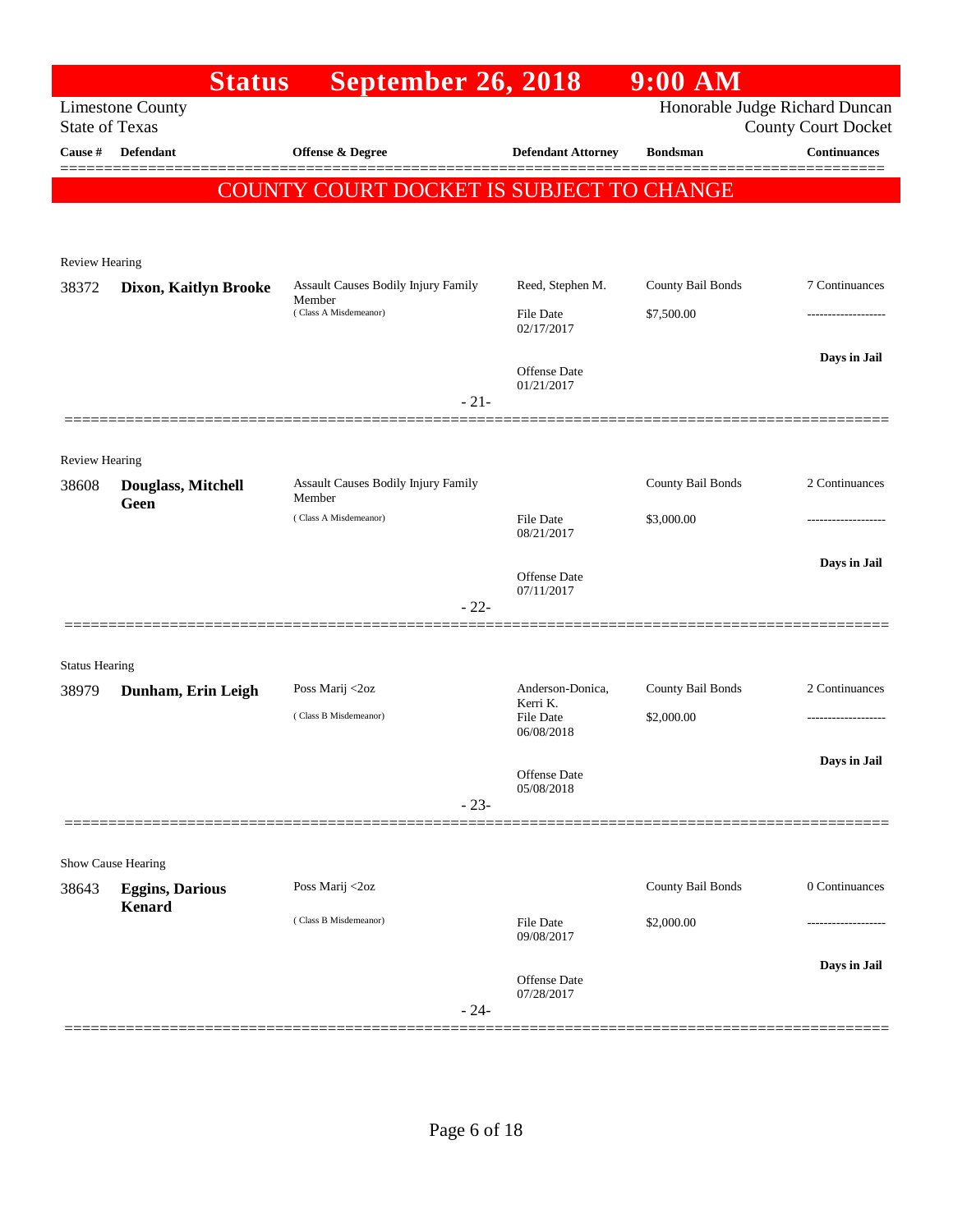# Status September 26, 2018 9:00 AM

Limestone County
State of Texas

Honorable Judge Richard Duncan
County Court Docket

**COUNTY COURT DOCKET IS SUBJECT TO CHANGE**

| Cause # | Defendant | Offense & Degree | Defendant Attorney | Bondsman | Continuances |
|---|---|---|---|---|---|
| Review Hearing | | | | | |
| 38372 | **Dixon, Kaitlyn Brooke** | Assault Causes Bodily Injury Family Member (Class A Misdemeanor) | Reed, Stephen M.<br>File Date 02/17/2017<br>Offense Date 01/21/2017 | County Bail Bonds<br>$7,500.00 | 7 Continuances<br>-------------------<br>**Days in Jail** |
| | | - 21- | | | |
| Review Hearing | | | | | |
| 38608 | **Douglass, Mitchell Geen** | Assault Causes Bodily Injury Family Member (Class A Misdemeanor) | File Date 08/21/2017<br>Offense Date 07/11/2017 | County Bail Bonds<br>$3,000.00 | 2 Continuances<br>-------------------<br>**Days in Jail** |
| | | - 22- | | | |
| Status Hearing | | | | | |
| 38979 | **Dunham, Erin Leigh** | Poss Marij <2oz (Class B Misdemeanor) | Anderson-Donica, Kerri K.<br>File Date 06/08/2018<br>Offense Date 05/08/2018 | County Bail Bonds<br>$2,000.00 | 2 Continuances<br>-------------------<br>**Days in Jail** |
| | | - 23- | | | |
| Show Cause Hearing | | | | | |
| 38643 | **Eggins, Darious Kenard** | Poss Marij <2oz (Class B Misdemeanor) | File Date 09/08/2017<br>Offense Date 07/28/2017 | County Bail Bonds<br>$2,000.00 | 0 Continuances<br>-------------------<br>**Days in Jail** |
| | | - 24- | | | |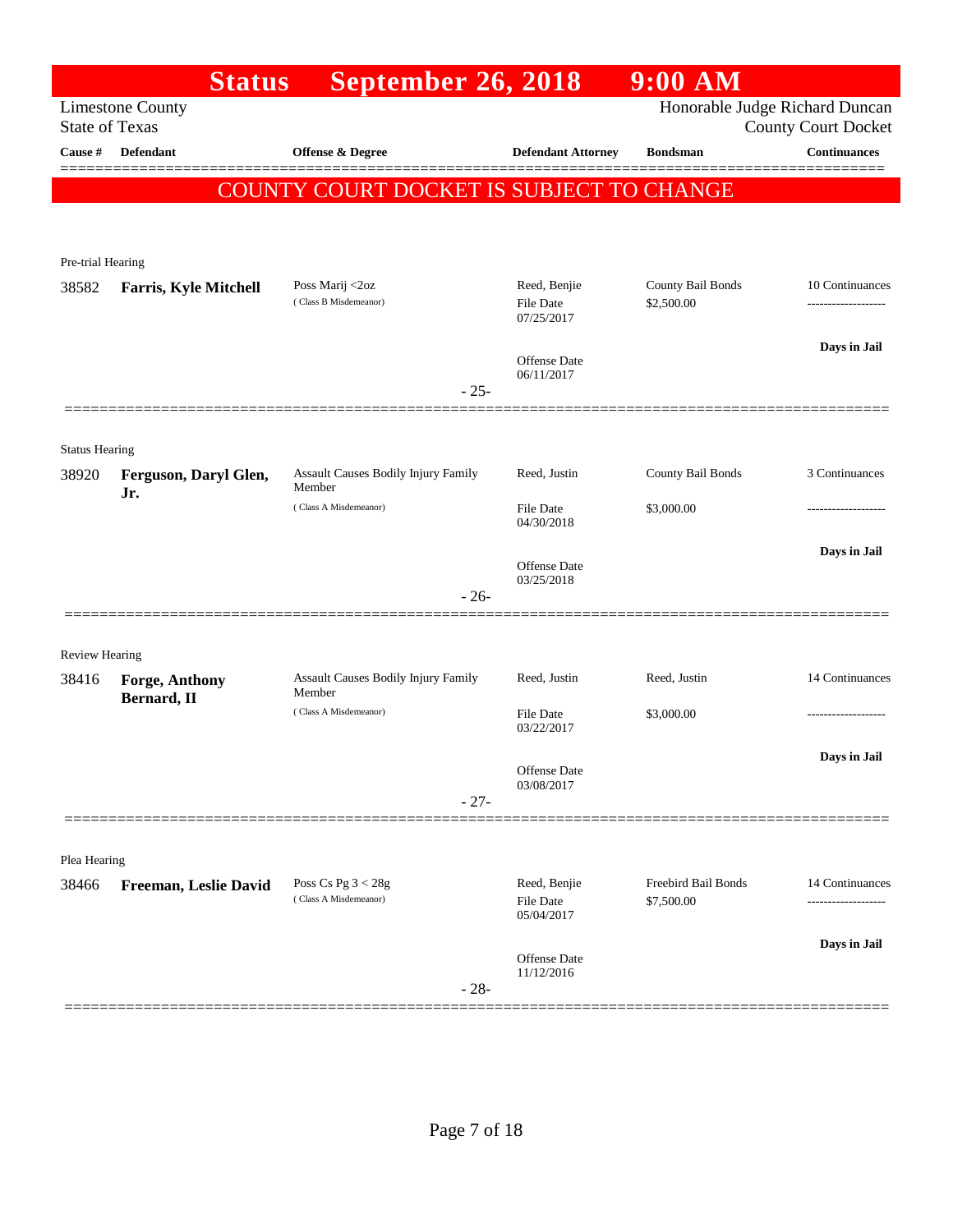# Status September 26, 2018 9:00 AM

Limestone County
State of Texas

Honorable Judge Richard Duncan
County Court Docket

**COUNTY COURT DOCKET IS SUBJECT TO CHANGE**

| Cause # | Defendant | Offense & Degree | Defendant Attorney | Bondsman | Continuances |
|---|---|---|---|---|---|
| **Pre-trial Hearing** | | | | | |
| 38582 | **Farris, Kyle Mitchell** | Poss Marij <2oz (Class B Misdemeanor) | Reed, Benjie<br>File Date 07/25/2017<br>Offense Date 06/11/2017 | County Bail Bonds<br>$2,500.00 | 10 Continuances<br>-------------------<br>**Days in Jail** |
| | | - 25- | | | |
| **Status Hearing** | | | | | |
| 38920 | **Ferguson, Daryl Glen, Jr.** | Assault Causes Bodily Injury Family Member (Class A Misdemeanor) | Reed, Justin<br>File Date 04/30/2018<br>Offense Date 03/25/2018 | County Bail Bonds<br>$3,000.00 | 3 Continuances<br>-------------------<br>**Days in Jail** |
| | | - 26- | | | |
| **Review Hearing** | | | | | |
| 38416 | **Forge, Anthony Bernard, II** | Assault Causes Bodily Injury Family Member (Class A Misdemeanor) | Reed, Justin<br>File Date 03/22/2017<br>Offense Date 03/08/2017 | Reed, Justin<br>$3,000.00 | 14 Continuances<br>-------------------<br>**Days in Jail** |
| | | - 27- | | | |
| **Plea Hearing** | | | | | |
| 38466 | **Freeman, Leslie David** | Poss Cs Pg 3 < 28g (Class A Misdemeanor) | Reed, Benjie<br>File Date 05/04/2017<br>Offense Date 11/12/2016 | Freebird Bail Bonds<br>$7,500.00 | 14 Continuances<br>-------------------<br>**Days in Jail** |
| | | - 28- | | | |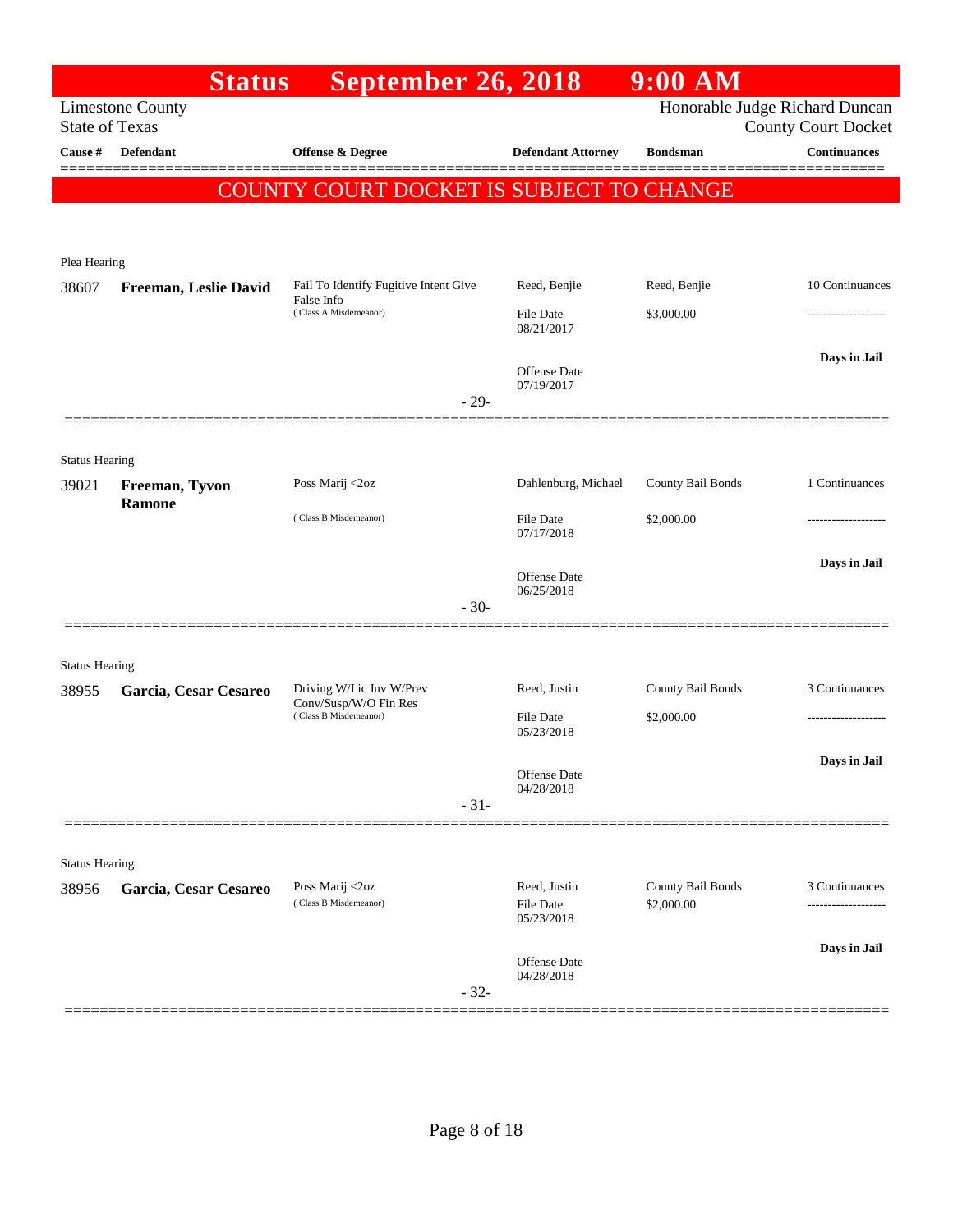# Status September 26, 2018 9:00 AM

Limestone County
State of Texas

Honorable Judge Richard Duncan
County Court Docket

| Cause # | Defendant | Offense & Degree | Defendant Attorney | Bondsman | Continuances |
|---|---|---|---|---|---|

**COUNTY COURT DOCKET IS SUBJECT TO CHANGE**

Plea Hearing

| Cause # | Defendant | Offense & Degree | Defendant Attorney | Bondsman | Continuances |
|---|---|---|---|---|---|
| 38607 | **Freeman, Leslie David** | Fail To Identify Fugitive Intent Give False Info (Class A Misdemeanor) | Reed, Benjie | Reed, Benjie | 10 Continuances |
| | | | File Date 08/21/2017 | $3,000.00 | ------------------- |
| | | | Offense Date 07/19/2017 | | **Days in Jail** |

-29-

Status Hearing

| Cause # | Defendant | Offense & Degree | Defendant Attorney | Bondsman | Continuances |
|---|---|---|---|---|---|
| 39021 | **Freeman, Tyvon Ramone** | Poss Marij <2oz (Class B Misdemeanor) | Dahlenburg, Michael | County Bail Bonds | 1 Continuances |
| | | | File Date 07/17/2018 | $2,000.00 | ------------------- |
| | | | Offense Date 06/25/2018 | | **Days in Jail** |

-30-

Status Hearing

| Cause # | Defendant | Offense & Degree | Defendant Attorney | Bondsman | Continuances |
|---|---|---|---|---|---|
| 38955 | **Garcia, Cesar Cesareo** | Driving W/Lic Inv W/Prev Conv/Susp/W/O Fin Res (Class B Misdemeanor) | Reed, Justin | County Bail Bonds | 3 Continuances |
| | | | File Date 05/23/2018 | $2,000.00 | ------------------- |
| | | | Offense Date 04/28/2018 | | **Days in Jail** |

-31-

Status Hearing

| Cause # | Defendant | Offense & Degree | Defendant Attorney | Bondsman | Continuances |
|---|---|---|---|---|---|
| 38956 | **Garcia, Cesar Cesareo** | Poss Marij <2oz (Class B Misdemeanor) | Reed, Justin | County Bail Bonds | 3 Continuances |
| | | | File Date 05/23/2018 | $2,000.00 | ------------------- |
| | | | Offense Date 04/28/2018 | | **Days in Jail** |

-32-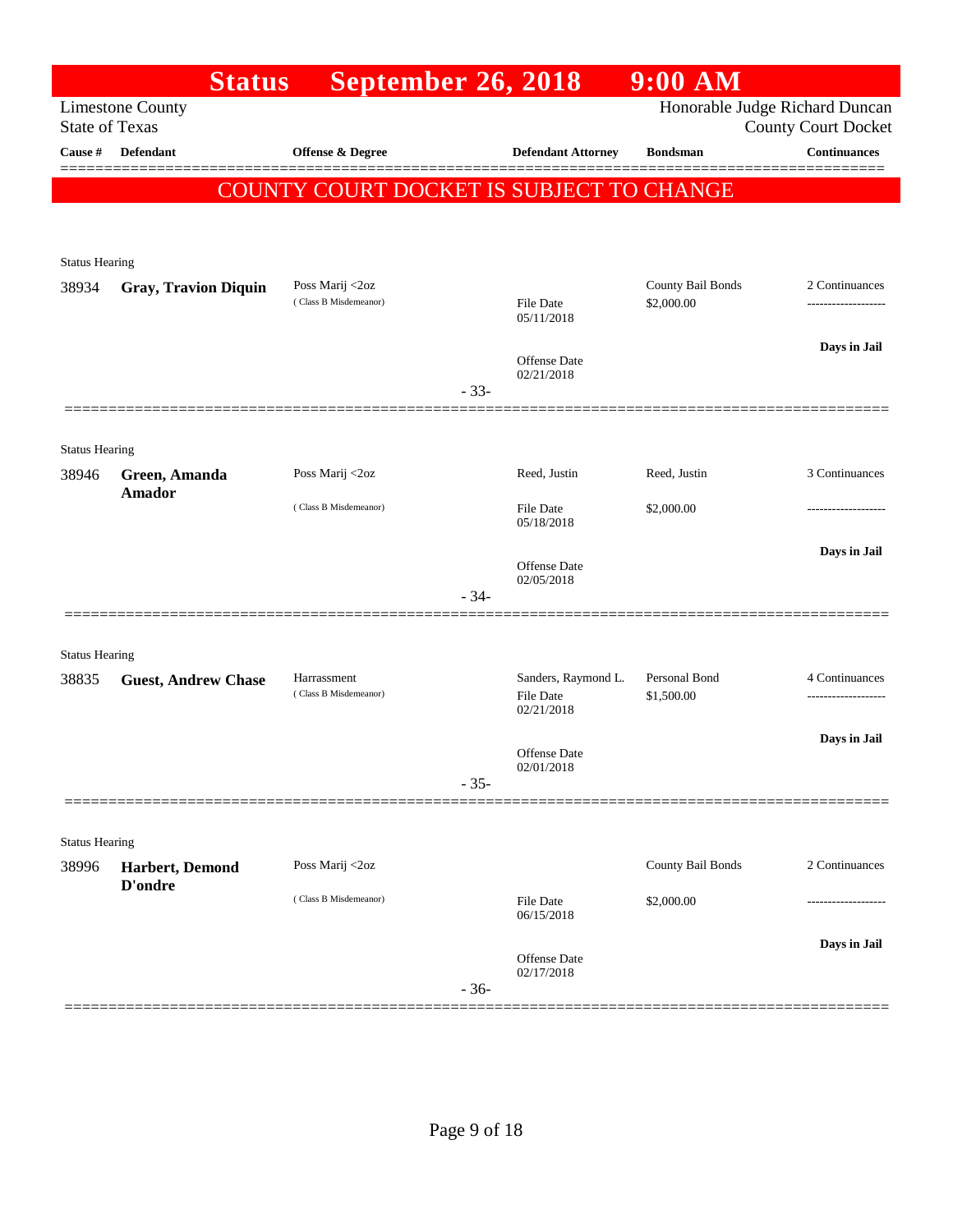# Status September 26, 2018 9:00 AM

Limestone County
State of Texas

Honorable Judge Richard Duncan
County Court Docket

| Cause # | Defendant | Offense & Degree | Defendant Attorney | Bondsman | Continuances |
|---|---|---|---|---|---|

**COUNTY COURT DOCKET IS SUBJECT TO CHANGE**

Status Hearing

| Cause # | Defendant | Offense & Degree | Defendant Attorney | Bondsman | Continuances |
|---|---|---|---|---|---|
| 38934 | **Gray, Travion Diquin** | Poss Marij <2oz (Class B Misdemeanor) | File Date 05/11/2018 Offense Date 02/21/2018 | County Bail Bonds $2,000.00 | 2 Continuances ------------------- **Days in Jail** |

- 33-

Status Hearing

| Cause # | Defendant | Offense & Degree | Defendant Attorney | Bondsman | Continuances |
|---|---|---|---|---|---|
| 38946 | **Green, Amanda Amador** | Poss Marij <2oz (Class B Misdemeanor) | Reed, Justin File Date 05/18/2018 Offense Date 02/05/2018 | Reed, Justin $2,000.00 | 3 Continuances ------------------- **Days in Jail** |

- 34-

Status Hearing

| Cause # | Defendant | Offense & Degree | Defendant Attorney | Bondsman | Continuances |
|---|---|---|---|---|---|
| 38835 | **Guest, Andrew Chase** | Harrassment (Class B Misdemeanor) | Sanders, Raymond L. File Date 02/21/2018 Offense Date 02/01/2018 | Personal Bond $1,500.00 | 4 Continuances ------------------- **Days in Jail** |

- 35-

Status Hearing

| Cause # | Defendant | Offense & Degree | Defendant Attorney | Bondsman | Continuances |
|---|---|---|---|---|---|
| 38996 | **Harbert, Demond D'ondre** | Poss Marij <2oz (Class B Misdemeanor) | File Date 06/15/2018 Offense Date 02/17/2018 | County Bail Bonds $2,000.00 | 2 Continuances ------------------- **Days in Jail** |

- 36-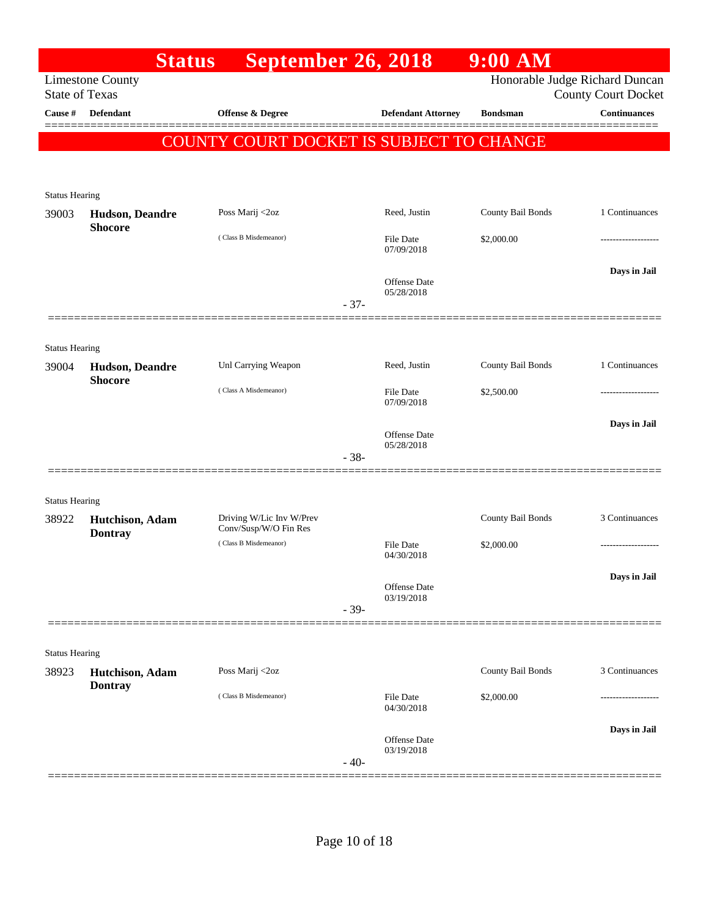# Status September 26, 2018 9:00 AM

Limestone County
State of Texas

Honorable Judge Richard Duncan
County Court Docket

| Cause # | Defendant | Offense & Degree | Defendant Attorney | Bondsman | Continuances |
|---|---|---|---|---|---|

**COUNTY COURT DOCKET IS SUBJECT TO CHANGE**

Status Hearing

| Cause # | Defendant | Offense & Degree | Defendant Attorney | Bondsman | Continuances |
|---|---|---|---|---|---|
| 39003 | **Hudson, Deandre Shocore** | Poss Marij <2oz (Class B Misdemeanor) | Reed, Justin<br>File Date 07/09/2018<br>Offense Date 05/28/2018 | County Bail Bonds<br>$2,000.00 | 1 Continuances<br>-------------------<br>**Days in Jail** |

- 37-

Status Hearing

| Cause # | Defendant | Offense & Degree | Defendant Attorney | Bondsman | Continuances |
|---|---|---|---|---|---|
| 39004 | **Hudson, Deandre Shocore** | Unl Carrying Weapon (Class A Misdemeanor) | Reed, Justin<br>File Date 07/09/2018<br>Offense Date 05/28/2018 | County Bail Bonds<br>$2,500.00 | 1 Continuances<br>-------------------<br>**Days in Jail** |

- 38-

Status Hearing

| Cause # | Defendant | Offense & Degree | Defendant Attorney | Bondsman | Continuances |
|---|---|---|---|---|---|
| 38922 | **Hutchison, Adam Dontray** | Driving W/Lic Inv W/Prev Conv/Susp/W/O Fin Res (Class B Misdemeanor) | File Date 04/30/2018<br>Offense Date 03/19/2018 | County Bail Bonds<br>$2,000.00 | 3 Continuances<br>-------------------<br>**Days in Jail** |

- 39-

Status Hearing

| Cause # | Defendant | Offense & Degree | Defendant Attorney | Bondsman | Continuances |
|---|---|---|---|---|---|
| 38923 | **Hutchison, Adam Dontray** | Poss Marij <2oz (Class B Misdemeanor) | File Date 04/30/2018<br>Offense Date 03/19/2018 | County Bail Bonds<br>$2,000.00 | 3 Continuances<br>-------------------<br>**Days in Jail** |

- 40-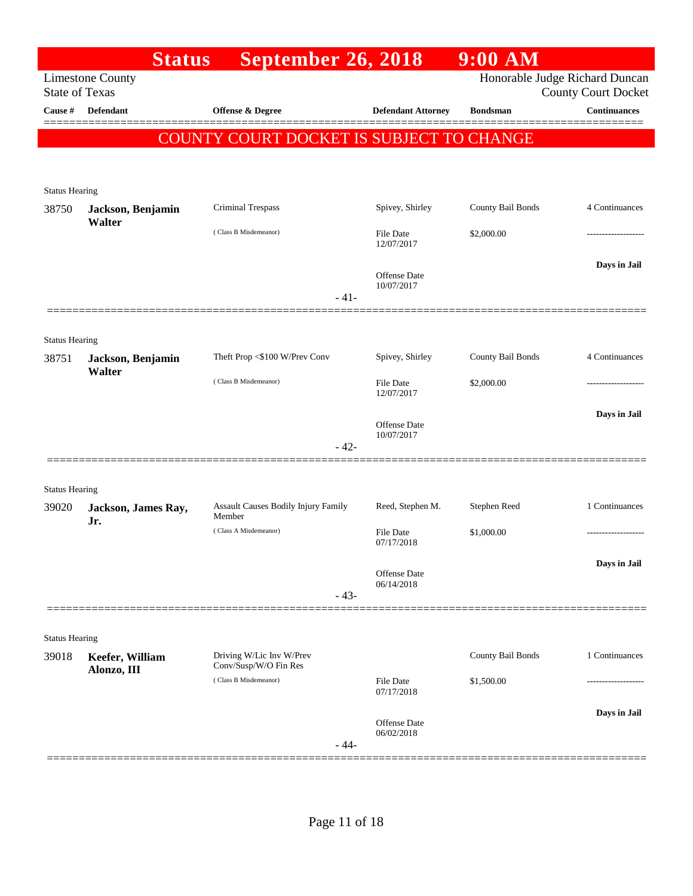# Status September 26, 2018 9:00 AM

Limestone County
State of Texas

Honorable Judge Richard Duncan
County Court Docket

**COUNTY COURT DOCKET IS SUBJECT TO CHANGE**

| Cause # | Defendant | Offense & Degree | Defendant Attorney | Bondsman | Continuances |
|---|---|---|---|---|---|
| **Status Hearing** | | | | | |
| 38750 | **Jackson, Benjamin Walter** | Criminal Trespass (Class B Misdemeanor) | Spivey, Shirley<br>File Date 12/07/2017<br>Offense Date 10/07/2017 | County Bail Bonds<br>$2,000.00 | 4 Continuances<br>-------------------<br>**Days in Jail** |
| | | | - 41- | | |
| **Status Hearing** | | | | | |
| 38751 | **Jackson, Benjamin Walter** | Theft Prop <$100 W/Prev Conv (Class B Misdemeanor) | Spivey, Shirley<br>File Date 12/07/2017<br>Offense Date 10/07/2017 | County Bail Bonds<br>$2,000.00 | 4 Continuances<br>-------------------<br>**Days in Jail** |
| | | | - 42- | | |
| **Status Hearing** | | | | | |
| 39020 | **Jackson, James Ray, Jr.** | Assault Causes Bodily Injury Family Member (Class A Misdemeanor) | Reed, Stephen M.<br>File Date 07/17/2018<br>Offense Date 06/14/2018 | Stephen Reed<br>$1,000.00 | 1 Continuances<br>-------------------<br>**Days in Jail** |
| | | | - 43- | | |
| **Status Hearing** | | | | | |
| 39018 | **Keefer, William Alonzo, III** | Driving W/Lic Inv W/Prev Conv/Susp/W/O Fin Res (Class B Misdemeanor) | File Date 07/17/2018<br>Offense Date 06/02/2018 | County Bail Bonds<br>$1,500.00 | 1 Continuances<br>-------------------<br>**Days in Jail** |
| | | | - 44- | | |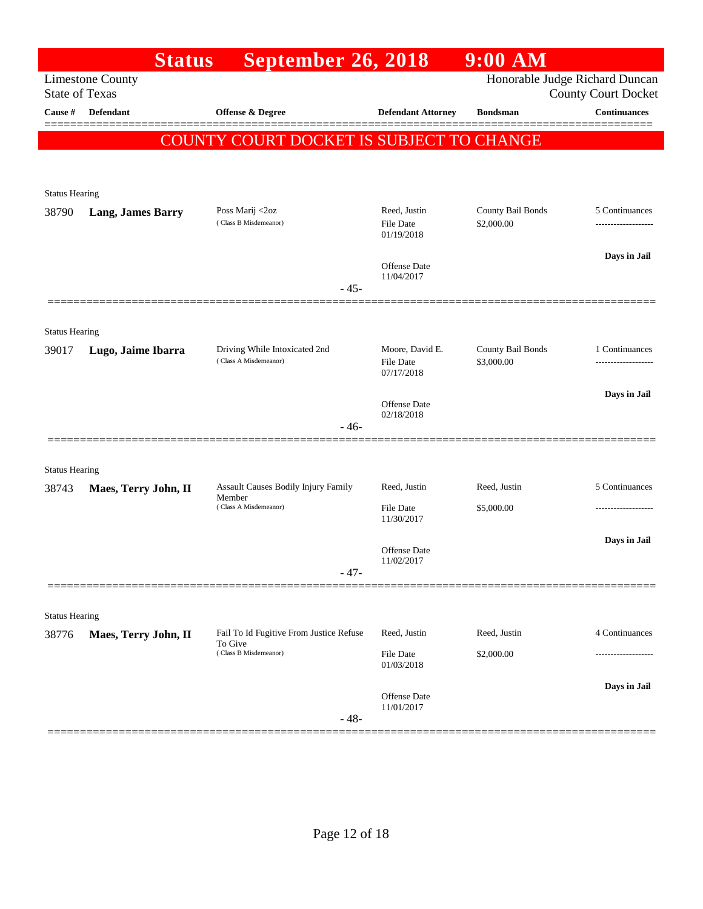# Status September 26, 2018 9:00 AM

Limestone County
State of Texas

Honorable Judge Richard Duncan
County Court Docket

**COUNTY COURT DOCKET IS SUBJECT TO CHANGE**

| Cause # | Defendant | Offense & Degree | Defendant Attorney | Bondsman | Continuances |
|---|---|---|---|---|---|
| **Status Hearing** | | | | | |
| 38790 | **Lang, James Barry** | Poss Marij <2oz (Class B Misdemeanor) | Reed, Justin<br>File Date 01/19/2018<br>Offense Date 11/04/2017 | County Bail Bonds<br>$2,000.00 | 5 Continuances<br>Days in Jail |
| | | - 45- | | | |
| **Status Hearing** | | | | | |
| 39017 | **Lugo, Jaime Ibarra** | Driving While Intoxicated 2nd (Class A Misdemeanor) | Moore, David E.<br>File Date 07/17/2018<br>Offense Date 02/18/2018 | County Bail Bonds<br>$3,000.00 | 1 Continuances<br>Days in Jail |
| | | - 46- | | | |
| **Status Hearing** | | | | | |
| 38743 | **Maes, Terry John, II** | Assault Causes Bodily Injury Family Member (Class A Misdemeanor) | Reed, Justin<br>File Date 11/30/2017<br>Offense Date 11/02/2017 | Reed, Justin<br>$5,000.00 | 5 Continuances<br>Days in Jail |
| | | - 47- | | | |
| **Status Hearing** | | | | | |
| 38776 | **Maes, Terry John, II** | Fail To Id Fugitive From Justice Refuse To Give (Class B Misdemeanor) | Reed, Justin<br>File Date 01/03/2018<br>Offense Date 11/01/2017 | Reed, Justin<br>$2,000.00 | 4 Continuances<br>Days in Jail |
| | | - 48- | | | |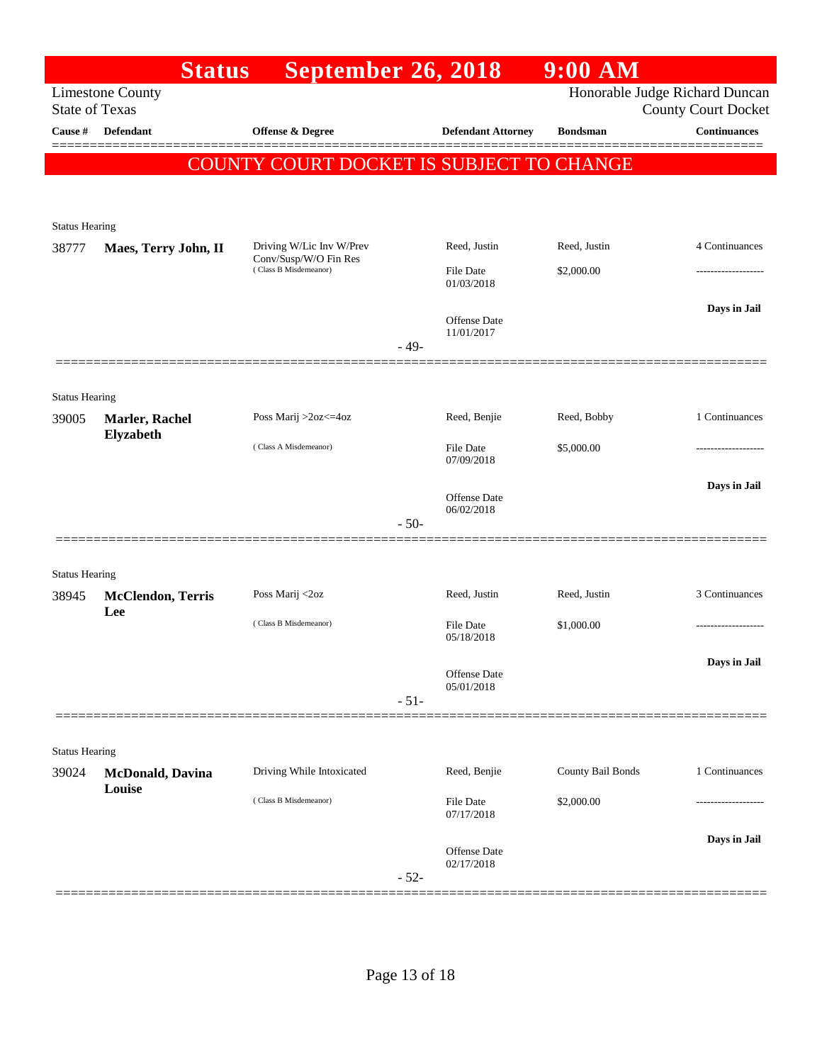# Status September 26, 2018 9:00 AM

Limestone County
State of Texas

Honorable Judge Richard Duncan
County Court Docket

| Cause # | Defendant | Offense & Degree | Defendant Attorney | Bondsman | Continuances |
|---|---|---|---|---|---|

**COUNTY COURT DOCKET IS SUBJECT TO CHANGE**

Status Hearing

| Cause # | Defendant | Offense & Degree | Defendant Attorney | Bondsman | Continuances |
|---|---|---|---|---|---|
| 38777 | **Maes, Terry John, II** | Driving W/Lic Inv W/Prev Conv/Susp/W/O Fin Res (Class B Misdemeanor) | Reed, Justin | Reed, Justin | 4 Continuances |
| | | | File Date 01/03/2018 | $2,000.00 | ------------------- |
| | | | Offense Date 11/01/2017 | | **Days in Jail** |

- 49-

Status Hearing

| Cause # | Defendant | Offense & Degree | Defendant Attorney | Bondsman | Continuances |
|---|---|---|---|---|---|
| 39005 | **Marler, Rachel Elyzabeth** | Poss Marij >2oz<=4oz (Class A Misdemeanor) | Reed, Benjie | Reed, Bobby | 1 Continuances |
| | | | File Date 07/09/2018 | $5,000.00 | ------------------- |
| | | | Offense Date 06/02/2018 | | **Days in Jail** |

- 50-

Status Hearing

| Cause # | Defendant | Offense & Degree | Defendant Attorney | Bondsman | Continuances |
|---|---|---|---|---|---|
| 38945 | **McClendon, Terris Lee** | Poss Marij <2oz (Class B Misdemeanor) | Reed, Justin | Reed, Justin | 3 Continuances |
| | | | File Date 05/18/2018 | $1,000.00 | ------------------- |
| | | | Offense Date 05/01/2018 | | **Days in Jail** |

- 51-

Status Hearing

| Cause # | Defendant | Offense & Degree | Defendant Attorney | Bondsman | Continuances |
|---|---|---|---|---|---|
| 39024 | **McDonald, Davina Louise** | Driving While Intoxicated (Class B Misdemeanor) | Reed, Benjie | County Bail Bonds | 1 Continuances |
| | | | File Date 07/17/2018 | $2,000.00 | ------------------- |
| | | | Offense Date 02/17/2018 | | **Days in Jail** |

- 52-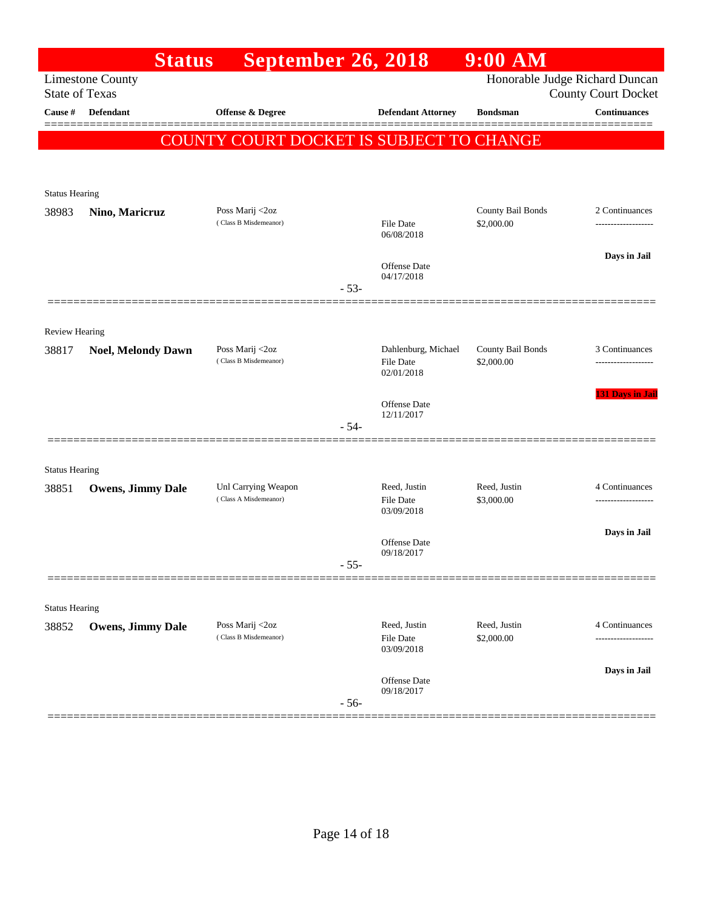# Status September 26, 2018 9:00 AM

Limestone County
State of Texas

Honorable Judge Richard Duncan
County Court Docket

| Cause # | Defendant | Offense & Degree | Defendant Attorney | Bondsman | Continuances |
|---|---|---|---|---|---|

**COUNTY COURT DOCKET IS SUBJECT TO CHANGE**

---

Status Hearing

| Cause # | Defendant | Offense & Degree | Defendant Attorney | Bondsman | Continuances |
|---|---|---|---|---|---|
| 38983 | **Nino, Maricruz** | Poss Marij <2oz (Class B Misdemeanor) | File Date 06/08/2018; Offense Date 04/17/2018 | County Bail Bonds $2,000.00 | 2 Continuances; Days in Jail |

- 53-

---

Review Hearing

| Cause # | Defendant | Offense & Degree | Defendant Attorney | Bondsman | Continuances |
|---|---|---|---|---|---|
| 38817 | **Noel, Melondy Dawn** | Poss Marij <2oz (Class B Misdemeanor) | Dahlenburg, Michael; File Date 02/01/2018; Offense Date 12/11/2017 | County Bail Bonds $2,000.00 | 3 Continuances; **131 Days in Jail** |

- 54-

---

Status Hearing

| Cause # | Defendant | Offense & Degree | Defendant Attorney | Bondsman | Continuances |
|---|---|---|---|---|---|
| 38851 | **Owens, Jimmy Dale** | Unl Carrying Weapon (Class A Misdemeanor) | Reed, Justin; File Date 03/09/2018; Offense Date 09/18/2017 | Reed, Justin $3,000.00 | 4 Continuances; Days in Jail |

- 55-

---

Status Hearing

| Cause # | Defendant | Offense & Degree | Defendant Attorney | Bondsman | Continuances |
|---|---|---|---|---|---|
| 38852 | **Owens, Jimmy Dale** | Poss Marij <2oz (Class B Misdemeanor) | Reed, Justin; File Date 03/09/2018; Offense Date 09/18/2017 | Reed, Justin $2,000.00 | 4 Continuances; Days in Jail |

- 56-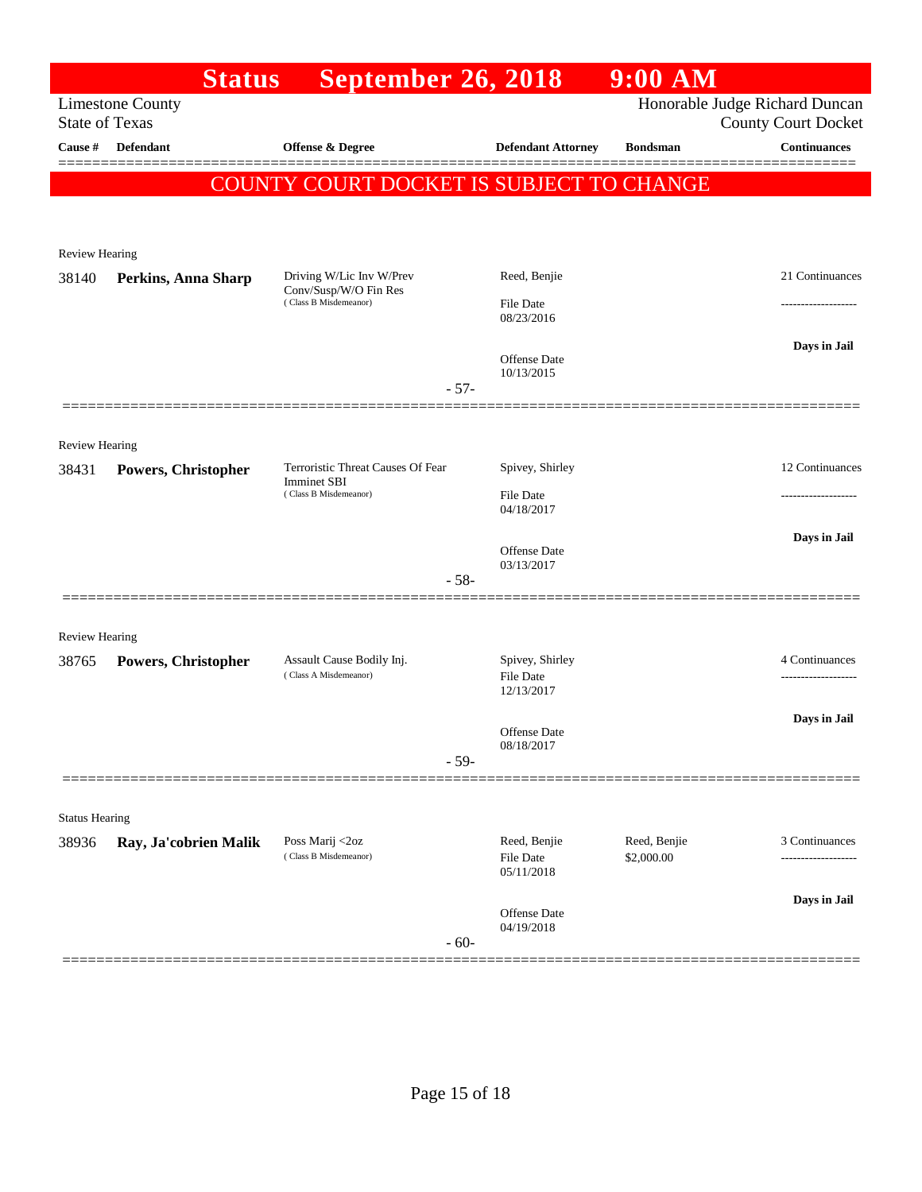# Status September 26, 2018 9:00 AM

Limestone County
State of Texas

Honorable Judge Richard Duncan
County Court Docket

| Cause # | Defendant | Offense & Degree | Defendant Attorney | Bondsman | Continuances |
|---|---|---|---|---|---|

**COUNTY COURT DOCKET IS SUBJECT TO CHANGE**

Review Hearing

| Cause # | Defendant | Offense & Degree | Defendant Attorney | Bondsman | Continuances |
|---|---|---|---|---|---|
| 38140 | **Perkins, Anna Sharp** | Driving W/Lic Inv W/Prev Conv/Susp/W/O Fin Res (Class B Misdemeanor) | Reed, Benjie<br>File Date 08/23/2016<br>Offense Date 10/13/2015 | | 21 Continuances<br>-------------------<br>**Days in Jail** |

- 57-

Review Hearing

| Cause # | Defendant | Offense & Degree | Defendant Attorney | Bondsman | Continuances |
|---|---|---|---|---|---|
| 38431 | **Powers, Christopher** | Terroristic Threat Causes Of Fear Imminet SBI (Class B Misdemeanor) | Spivey, Shirley<br>File Date 04/18/2017<br>Offense Date 03/13/2017 | | 12 Continuances<br>-------------------<br>**Days in Jail** |

- 58-

Review Hearing

| Cause # | Defendant | Offense & Degree | Defendant Attorney | Bondsman | Continuances |
|---|---|---|---|---|---|
| 38765 | **Powers, Christopher** | Assault Cause Bodily Inj. (Class A Misdemeanor) | Spivey, Shirley<br>File Date 12/13/2017<br>Offense Date 08/18/2017 | | 4 Continuances<br>-------------------<br>**Days in Jail** |

- 59-

Status Hearing

| Cause # | Defendant | Offense & Degree | Defendant Attorney | Bondsman | Continuances |
|---|---|---|---|---|---|
| 38936 | **Ray, Ja'cobrien Malik** | Poss Marij <2oz (Class B Misdemeanor) | Reed, Benjie<br>File Date 05/11/2018<br>Offense Date 04/19/2018 | Reed, Benjie<br>$2,000.00 | 3 Continuances<br>-------------------<br>**Days in Jail** |

- 60-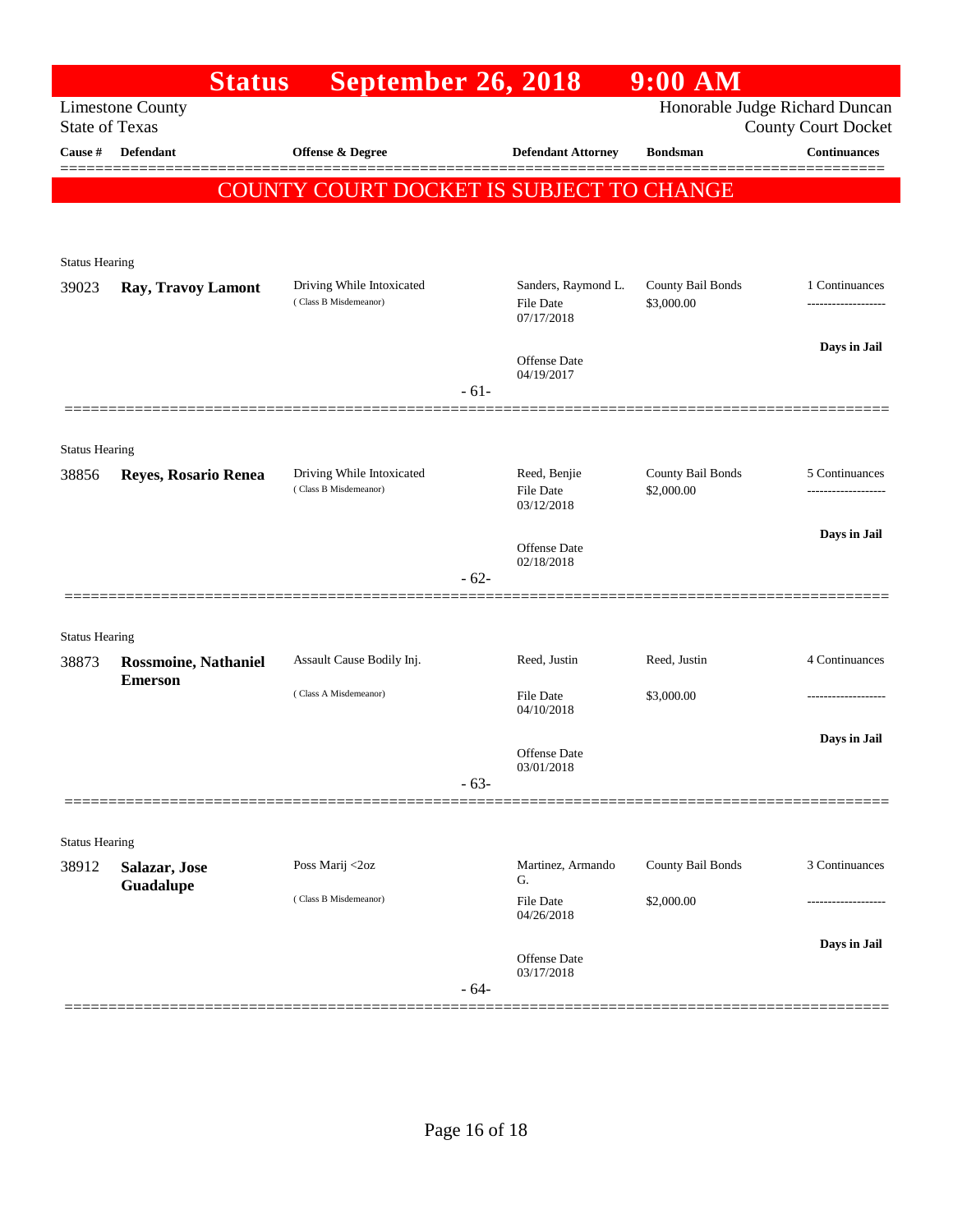# Status September 26, 2018 9:00 AM

Limestone County
State of Texas

Honorable Judge Richard Duncan
County Court Docket

| Cause # | Defendant | Offense & Degree | Defendant Attorney | Bondsman | Continuances |
|---|---|---|---|---|---|

## COUNTY COURT DOCKET IS SUBJECT TO CHANGE

Status Hearing

| Cause # | Defendant | Offense & Degree | Defendant Attorney | Bondsman | Continuances |
|---|---|---|---|---|---|
| 39023 | **Ray, Travoy Lamont** | Driving While Intoxicated (Class B Misdemeanor) | Sanders, Raymond L. File Date 07/17/2018 Offense Date 04/19/2017 | County Bail Bonds $3,000.00 | 1 Continuances ------------------- **Days in Jail** |

- 61-

Status Hearing

| Cause # | Defendant | Offense & Degree | Defendant Attorney | Bondsman | Continuances |
|---|---|---|---|---|---|
| 38856 | **Reyes, Rosario Renea** | Driving While Intoxicated (Class B Misdemeanor) | Reed, Benjie File Date 03/12/2018 Offense Date 02/18/2018 | County Bail Bonds $2,000.00 | 5 Continuances ------------------- **Days in Jail** |

- 62-

Status Hearing

| Cause # | Defendant | Offense & Degree | Defendant Attorney | Bondsman | Continuances |
|---|---|---|---|---|---|
| 38873 | **Rossmoine, Nathaniel Emerson** | Assault Cause Bodily Inj. (Class A Misdemeanor) | Reed, Justin File Date 04/10/2018 Offense Date 03/01/2018 | Reed, Justin $3,000.00 | 4 Continuances ------------------- **Days in Jail** |

- 63-

Status Hearing

| Cause # | Defendant | Offense & Degree | Defendant Attorney | Bondsman | Continuances |
|---|---|---|---|---|---|
| 38912 | **Salazar, Jose Guadalupe** | Poss Marij <2oz (Class B Misdemeanor) | Martinez, Armando G. File Date 04/26/2018 Offense Date 03/17/2018 | County Bail Bonds $2,000.00 | 3 Continuances ------------------- **Days in Jail** |

- 64-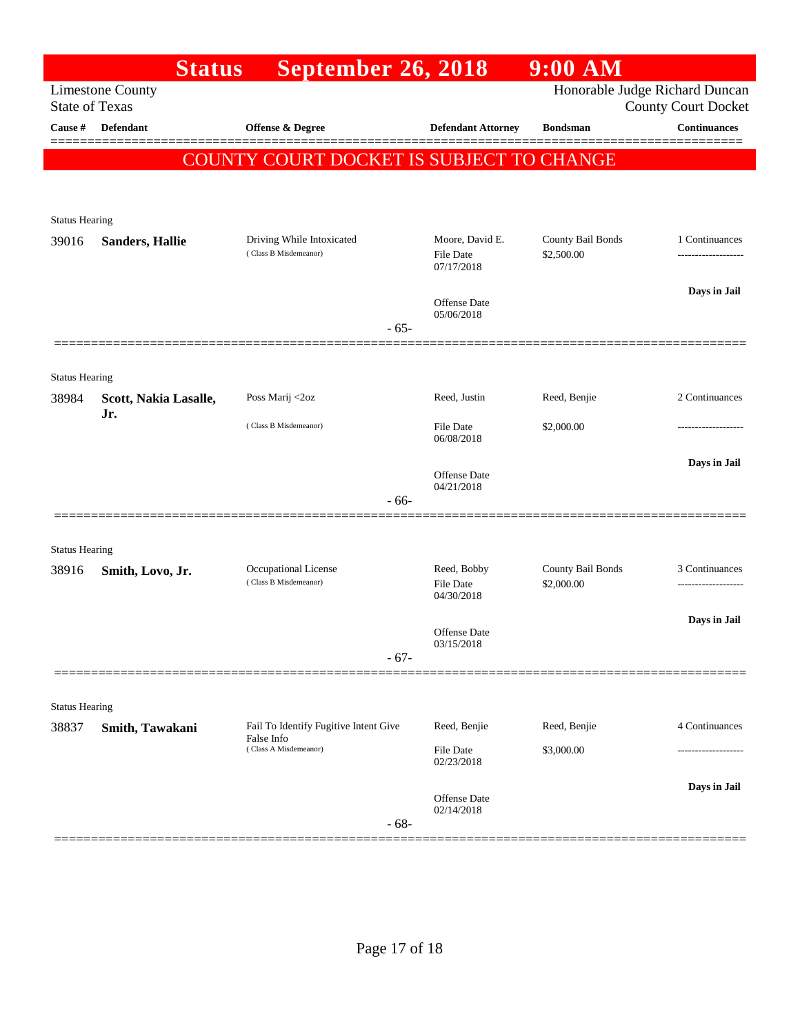# Status September 26, 2018 9:00 AM

Limestone County
State of Texas

Honorable Judge Richard Duncan
County Court Docket

**COUNTY COURT DOCKET IS SUBJECT TO CHANGE**

| Cause # | Defendant | Offense & Degree | Defendant Attorney | Bondsman | Continuances |
|---|---|---|---|---|---|
| Status Hearing | | | | | |
| 39016 | **Sanders, Hallie** | Driving While Intoxicated (Class B Misdemeanor) | Moore, David E. File Date 07/17/2018 Offense Date 05/06/2018 | County Bail Bonds $2,500.00 | 1 Continuances ------------------- **Days in Jail** |
| | | - 65- | | | |
| Status Hearing | | | | | |
| 38984 | **Scott, Nakia Lasalle, Jr.** | Poss Marij <2oz (Class B Misdemeanor) | Reed, Justin File Date 06/08/2018 Offense Date 04/21/2018 | Reed, Benjie $2,000.00 | 2 Continuances ------------------- **Days in Jail** |
| | | - 66- | | | |
| Status Hearing | | | | | |
| 38916 | **Smith, Lovo, Jr.** | Occupational License (Class B Misdemeanor) | Reed, Bobby File Date 04/30/2018 Offense Date 03/15/2018 | County Bail Bonds $2,000.00 | 3 Continuances ------------------- **Days in Jail** |
| | | - 67- | | | |
| Status Hearing | | | | | |
| 38837 | **Smith, Tawakani** | Fail To Identify Fugitive Intent Give False Info (Class A Misdemeanor) | Reed, Benjie File Date 02/23/2018 Offense Date 02/14/2018 | Reed, Benjie $3,000.00 | 4 Continuances ------------------- **Days in Jail** |
| | | - 68- | | | |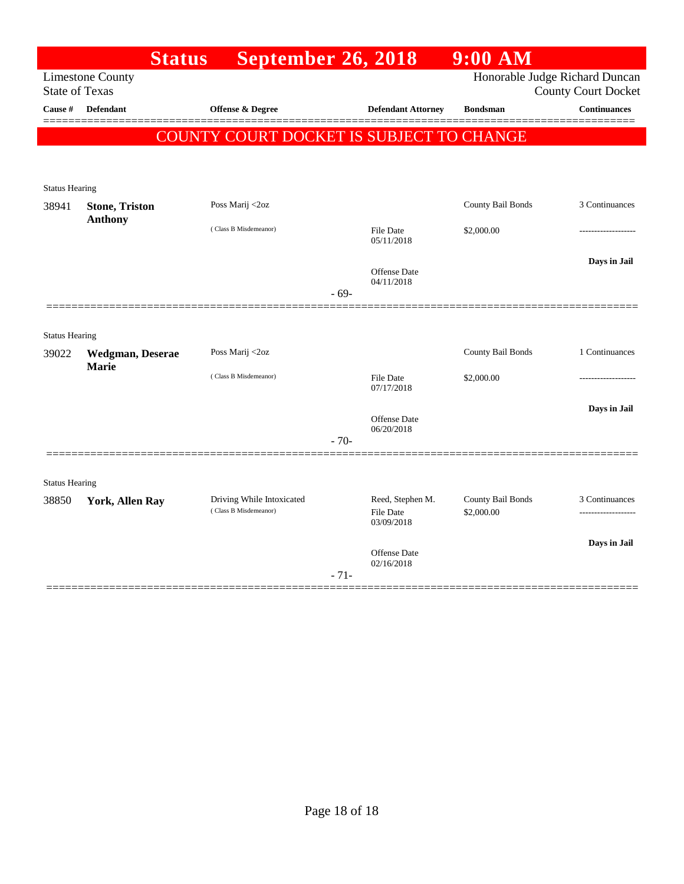# Status September 26, 2018 9:00 AM

Limestone County
State of Texas

Honorable Judge Richard Duncan
County Court Docket

| Cause # | Defendant | Offense & Degree | Defendant Attorney | Bondsman | Continuances |
|---|---|---|---|---|---|

**COUNTY COURT DOCKET IS SUBJECT TO CHANGE**

Status Hearing

| Cause # | Defendant | Offense & Degree | Defendant Attorney | Bondsman | Continuances |
|---|---|---|---|---|---|
| 38941 | **Stone, Triston Anthony** | Poss Marij <2oz ( Class B Misdemeanor) | File Date 05/11/2018 Offense Date 04/11/2018 | County Bail Bonds $2,000.00 | 3 Continuances ------------------- **Days in Jail** |

- 69-

Status Hearing

| Cause # | Defendant | Offense & Degree | Defendant Attorney | Bondsman | Continuances |
|---|---|---|---|---|---|
| 39022 | **Wedgman, Deserae Marie** | Poss Marij <2oz ( Class B Misdemeanor) | File Date 07/17/2018 Offense Date 06/20/2018 | County Bail Bonds $2,000.00 | 1 Continuances ------------------- **Days in Jail** |

- 70-

Status Hearing

| Cause # | Defendant | Offense & Degree | Defendant Attorney | Bondsman | Continuances |
|---|---|---|---|---|---|
| 38850 | **York, Allen Ray** | Driving While Intoxicated ( Class B Misdemeanor) | Reed, Stephen M. File Date 03/09/2018 Offense Date 02/16/2018 | County Bail Bonds $2,000.00 | 3 Continuances ------------------- **Days in Jail** |

- 71-